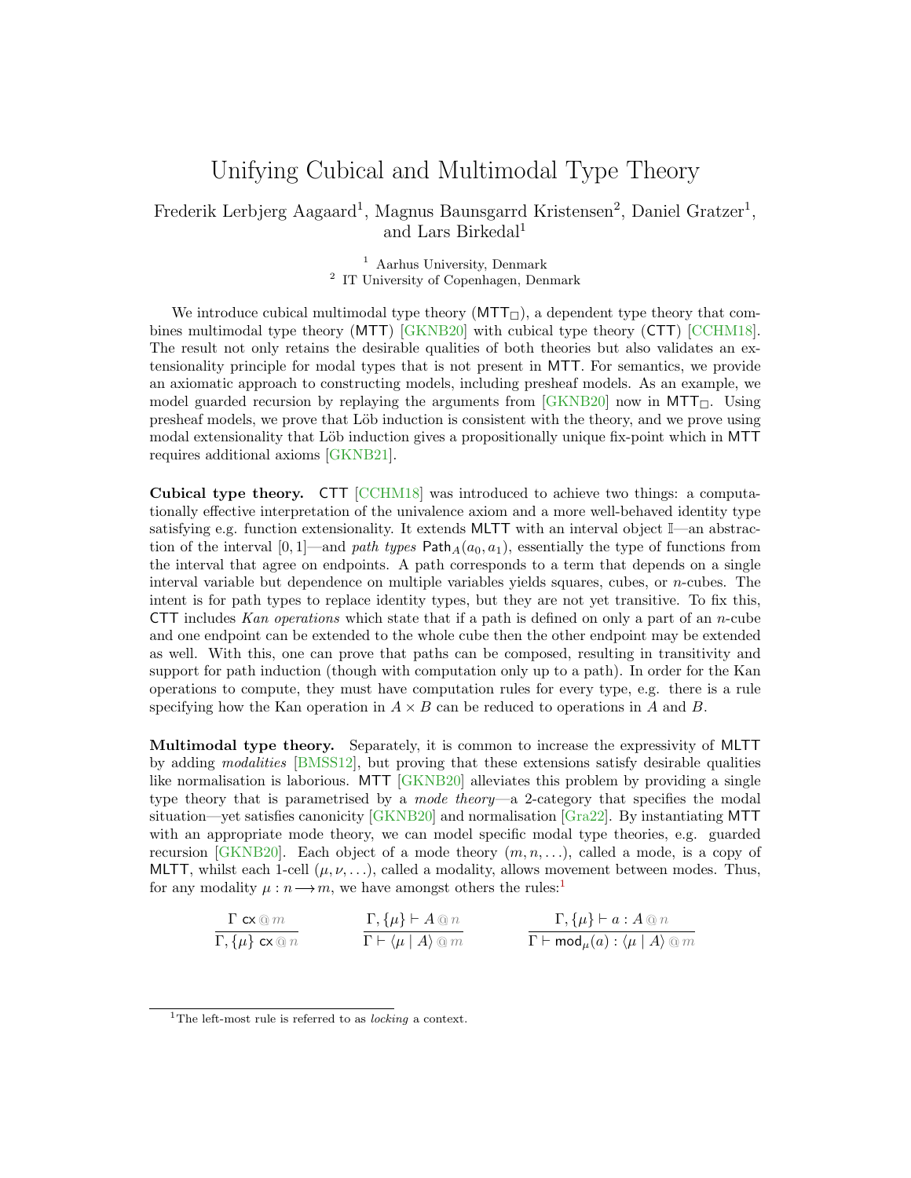# Unifying Cubical and Multimodal Type Theory

Frederik Lerbjerg Aagaard[1], Magnus Baunsgarrd Kristensen[2], Daniel Gratzer[1], and Lars Birkedal[1]

[1] Aarhus University, Denmark
[2] IT University of Copenhagen, Denmark

We introduce cubical multimodal type theory ($\mathsf{MTT}_\square$), a dependent type theory that combines multimodal type theory (MTT) [GKNB20] with cubical type theory (CTT) [CCHM18]. The result not only retains the desirable qualities of both theories but also validates an extensionality principle for modal types that is not present in MTT. For semantics, we provide an axiomatic approach to constructing models, including presheaf models. As an example, we model guarded recursion by replaying the arguments from [GKNB20] now in $\mathsf{MTT}_\square$. Using presheaf models, we prove that Löb induction is consistent with the theory, and we prove using modal extensionality that Löb induction gives a propositionally unique fix-point which in MTT requires additional axioms [GKNB21].

**Cubical type theory.** CTT [CCHM18] was introduced to achieve two things: a computationally effective interpretation of the univalence axiom and a more well-behaved identity type satisfying e.g. function extensionality. It extends MLTT with an interval object $\mathbb{I}$—an abstraction of the interval $[0, 1]$—and *path types* $\mathsf{Path}_A(a_0, a_1)$, essentially the type of functions from the interval that agree on endpoints. A path corresponds to a term that depends on a single interval variable but dependence on multiple variables yields squares, cubes, or $n$-cubes. The intent is for path types to replace identity types, but they are not yet transitive. To fix this, CTT includes *Kan operations* which state that if a path is defined on only a part of an $n$-cube and one endpoint can be extended to the whole cube then the other endpoint may be extended as well. With this, one can prove that paths can be composed, resulting in transitivity and support for path induction (though with computation only up to a path). In order for the Kan operations to compute, they must have computation rules for every type, e.g. there is a rule specifying how the Kan operation in $A \times B$ can be reduced to operations in $A$ and $B$.

**Multimodal type theory.** Separately, it is common to increase the expressivity of MLTT by adding *modalities* [BMSS12], but proving that these extensions satisfy desirable qualities like normalisation is laborious. MTT [GKNB20] alleviates this problem by providing a single type theory that is parametrised by a *mode theory*—a 2-category that specifies the modal situation—yet satisfies canonicity [GKNB20] and normalisation [Gra22]. By instantiating MTT with an appropriate mode theory, we can model specific modal type theories, e.g. guarded recursion [GKNB20]. Each object of a mode theory $(m, n, \ldots)$, called a mode, is a copy of MLTT, whilst each 1-cell $(\mu, \nu, \ldots)$, called a modality, allows movement between modes. Thus, for any modality $\mu : n \longrightarrow m$, we have amongst others the rules:[1]

$$\frac{\Gamma \ \mathsf{cx} \mathbin{@} m}{\Gamma, \{\mu\} \ \mathsf{cx} \mathbin{@} n} \qquad \frac{\Gamma, \{\mu\} \vdash A \mathbin{@} n}{\Gamma \vdash \langle \mu \mid A \rangle \mathbin{@} m} \qquad \frac{\Gamma, \{\mu\} \vdash a : A \mathbin{@} n}{\Gamma \vdash \mathsf{mod}_\mu(a) : \langle \mu \mid A \rangle \mathbin{@} m}$$

[1] The left-most rule is referred to as *locking* a context.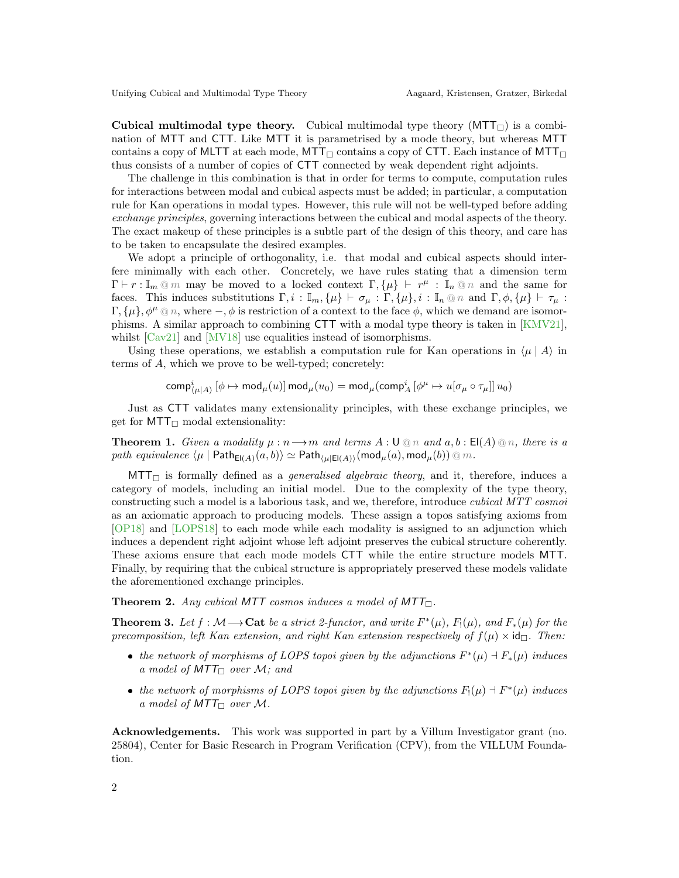**Cubical multimodal type theory.** Cubical multimodal type theory ($\mathsf{MTT}_\square$) is a combination of $\mathsf{MTT}$ and $\mathsf{CTT}$. Like $\mathsf{MTT}$ it is parametrised by a mode theory, but whereas $\mathsf{MTT}$ contains a copy of $\mathsf{MLTT}$ at each mode, $\mathsf{MTT}_\square$ contains a copy of $\mathsf{CTT}$. Each instance of $\mathsf{MTT}_\square$ thus consists of a number of copies of $\mathsf{CTT}$ connected by weak dependent right adjoints.

The challenge in this combination is that in order for terms to compute, computation rules for interactions between modal and cubical aspects must be added; in particular, a computation rule for Kan operations in modal types. However, this rule will not be well-typed before adding *exchange principles*, governing interactions between the cubical and modal aspects of the theory. The exact makeup of these principles is a subtle part of the design of this theory, and care has to be taken to encapsulate the desired examples.

We adopt a principle of orthogonality, i.e. that modal and cubical aspects should interfere minimally with each other. Concretely, we have rules stating that a dimension term $\Gamma \vdash r : \mathbb{I}_m \mathbin{@} m$ may be moved to a locked context $\Gamma, \{\mu\} \vdash r^\mu : \mathbb{I}_n \mathbin{@} n$ and the same for faces. This induces substitutions $\Gamma, i : \mathbb{I}_m, \{\mu\} \vdash \sigma_\mu : \Gamma, \{\mu\}, i : \mathbb{I}_n \mathbin{@} n$ and $\Gamma, \phi, \{\mu\} \vdash \tau_\mu : \Gamma, \{\mu\}, \phi^\mu \mathbin{@} n$, where $-, \phi$ is restriction of a context to the face $\phi$, which we demand are isomorphisms. A similar approach to combining $\mathsf{CTT}$ with a modal type theory is taken in [KMV21], whilst [Cav21] and [MV18] use equalities instead of isomorphisms.

Using these operations, we establish a computation rule for Kan operations in $\langle \mu \mid A \rangle$ in terms of $A$, which we prove to be well-typed; concretely:

$$\mathsf{comp}^i_{\langle \mu \mid A \rangle} \, [\phi \mapsto \mathsf{mod}_\mu(u)] \, \mathsf{mod}_\mu(u_0) = \mathsf{mod}_\mu(\mathsf{comp}^i_A \, [\phi^\mu \mapsto u[\sigma_\mu \circ \tau_\mu]] \, u_0)$$

Just as $\mathsf{CTT}$ validates many extensionality principles, with these exchange principles, we get for $\mathsf{MTT}_\square$ modal extensionality:

**Theorem 1.** *Given a modality $\mu : n \longrightarrow m$ and terms $A : \mathsf{U} \mathbin{@} n$ and $a, b : \mathsf{El}(A) \mathbin{@} n$, there is a path equivalence $\langle \mu \mid \mathsf{Path}_{\mathsf{El}(A)}(a, b) \rangle \simeq \mathsf{Path}_{\langle \mu \mid \mathsf{El}(A) \rangle}(\mathsf{mod}_\mu(a), \mathsf{mod}_\mu(b)) \mathbin{@} m$.*

$\mathsf{MTT}_\square$ is formally defined as a *generalised algebraic theory*, and it, therefore, induces a category of models, including an initial model. Due to the complexity of the type theory, constructing such a model is a laborious task, and we, therefore, introduce *cubical MTT cosmoi* as an axiomatic approach to producing models. These assign a topos satisfying axioms from [OP18] and [LOPS18] to each mode while each modality is assigned to an adjunction which induces a dependent right adjoint whose left adjoint preserves the cubical structure coherently. These axioms ensure that each mode models $\mathsf{CTT}$ while the entire structure models $\mathsf{MTT}$. Finally, by requiring that the cubical structure is appropriately preserved these models validate the aforementioned exchange principles.

**Theorem 2.** *Any cubical $\mathsf{MTT}$ cosmos induces a model of $\mathsf{MTT}_\square$.*

**Theorem 3.** *Let $f : \mathcal{M} \longrightarrow \mathbf{Cat}$ be a strict 2-functor, and write $F^*(\mu)$, $F_!(\mu)$, and $F_*(\mu)$ for the precomposition, left Kan extension, and right Kan extension respectively of $f(\mu) \times \mathsf{id}_\square$. Then:*

- *the network of morphisms of LOPS topoi given by the adjunctions $F^*(\mu) \dashv F_*(\mu)$ induces a model of $\mathsf{MTT}_\square$ over $\mathcal{M}$; and*
- *the network of morphisms of LOPS topoi given by the adjunctions $F_!(\mu) \dashv F^*(\mu)$ induces a model of $\mathsf{MTT}_\square$ over $\mathcal{M}$.*

**Acknowledgements.** This work was supported in part by a Villum Investigator grant (no. 25804), Center for Basic Research in Program Verification (CPV), from the VILLUM Foundation.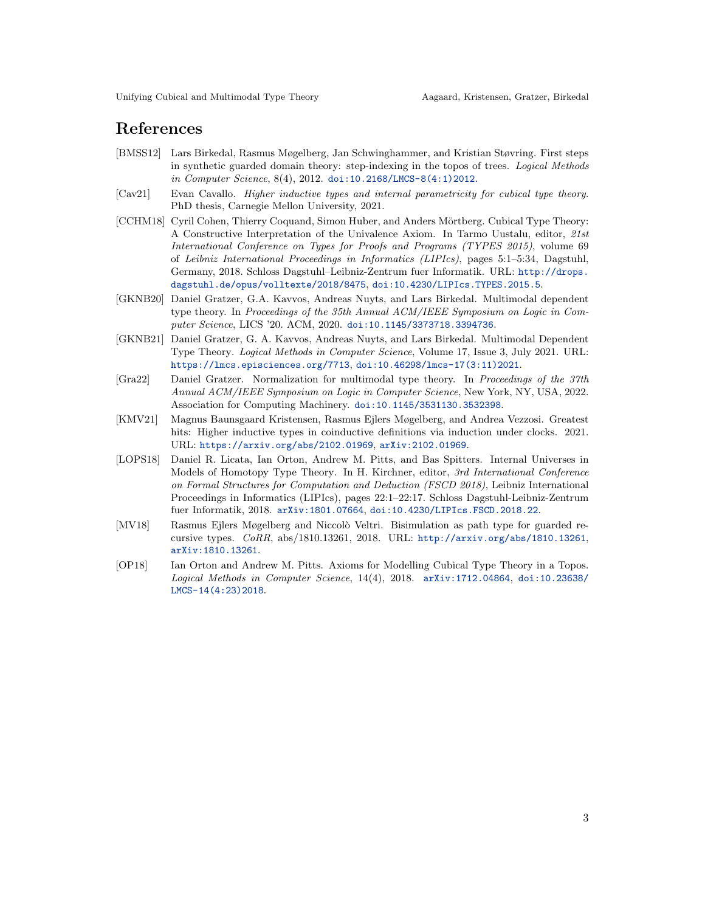## References

[BMSS12] Lars Birkedal, Rasmus Møgelberg, Jan Schwinghammer, and Kristian Støvring. First steps in synthetic guarded domain theory: step-indexing in the topos of trees. *Logical Methods in Computer Science*, 8(4), 2012. doi:10.2168/LMCS-8(4:1)2012.

[Cav21] Evan Cavallo. *Higher inductive types and internal parametricity for cubical type theory*. PhD thesis, Carnegie Mellon University, 2021.

[CCHM18] Cyril Cohen, Thierry Coquand, Simon Huber, and Anders Mörtberg. Cubical Type Theory: A Constructive Interpretation of the Univalence Axiom. In Tarmo Uustalu, editor, *21st International Conference on Types for Proofs and Programs (TYPES 2015)*, volume 69 of *Leibniz International Proceedings in Informatics (LIPIcs)*, pages 5:1–5:34, Dagstuhl, Germany, 2018. Schloss Dagstuhl–Leibniz-Zentrum fuer Informatik. URL: http://drops.dagstuhl.de/opus/volltexte/2018/8475, doi:10.4230/LIPIcs.TYPES.2015.5.

[GKNB20] Daniel Gratzer, G.A. Kavvos, Andreas Nuyts, and Lars Birkedal. Multimodal dependent type theory. In *Proceedings of the 35th Annual ACM/IEEE Symposium on Logic in Computer Science*, LICS '20. ACM, 2020. doi:10.1145/3373718.3394736.

[GKNB21] Daniel Gratzer, G. A. Kavvos, Andreas Nuyts, and Lars Birkedal. Multimodal Dependent Type Theory. *Logical Methods in Computer Science*, Volume 17, Issue 3, July 2021. URL: https://lmcs.episciences.org/7713, doi:10.46298/lmcs-17(3:11)2021.

[Gra22] Daniel Gratzer. Normalization for multimodal type theory. In *Proceedings of the 37th Annual ACM/IEEE Symposium on Logic in Computer Science*, New York, NY, USA, 2022. Association for Computing Machinery. doi:10.1145/3531130.3532398.

[KMV21] Magnus Baunsgaard Kristensen, Rasmus Ejlers Møgelberg, and Andrea Vezzosi. Greatest hits: Higher inductive types in coinductive definitions via induction under clocks. 2021. URL: https://arxiv.org/abs/2102.01969, arXiv:2102.01969.

[LOPS18] Daniel R. Licata, Ian Orton, Andrew M. Pitts, and Bas Spitters. Internal Universes in Models of Homotopy Type Theory. In H. Kirchner, editor, *3rd International Conference on Formal Structures for Computation and Deduction (FSCD 2018)*, Leibniz International Proceedings in Informatics (LIPIcs), pages 22:1–22:17. Schloss Dagstuhl-Leibniz-Zentrum fuer Informatik, 2018. arXiv:1801.07664, doi:10.4230/LIPIcs.FSCD.2018.22.

[MV18] Rasmus Ejlers Møgelberg and Niccolò Veltri. Bisimulation as path type for guarded recursive types. *CoRR*, abs/1810.13261, 2018. URL: http://arxiv.org/abs/1810.13261, arXiv:1810.13261.

[OP18] Ian Orton and Andrew M. Pitts. Axioms for Modelling Cubical Type Theory in a Topos. *Logical Methods in Computer Science*, 14(4), 2018. arXiv:1712.04864, doi:10.23638/LMCS-14(4:23)2018.